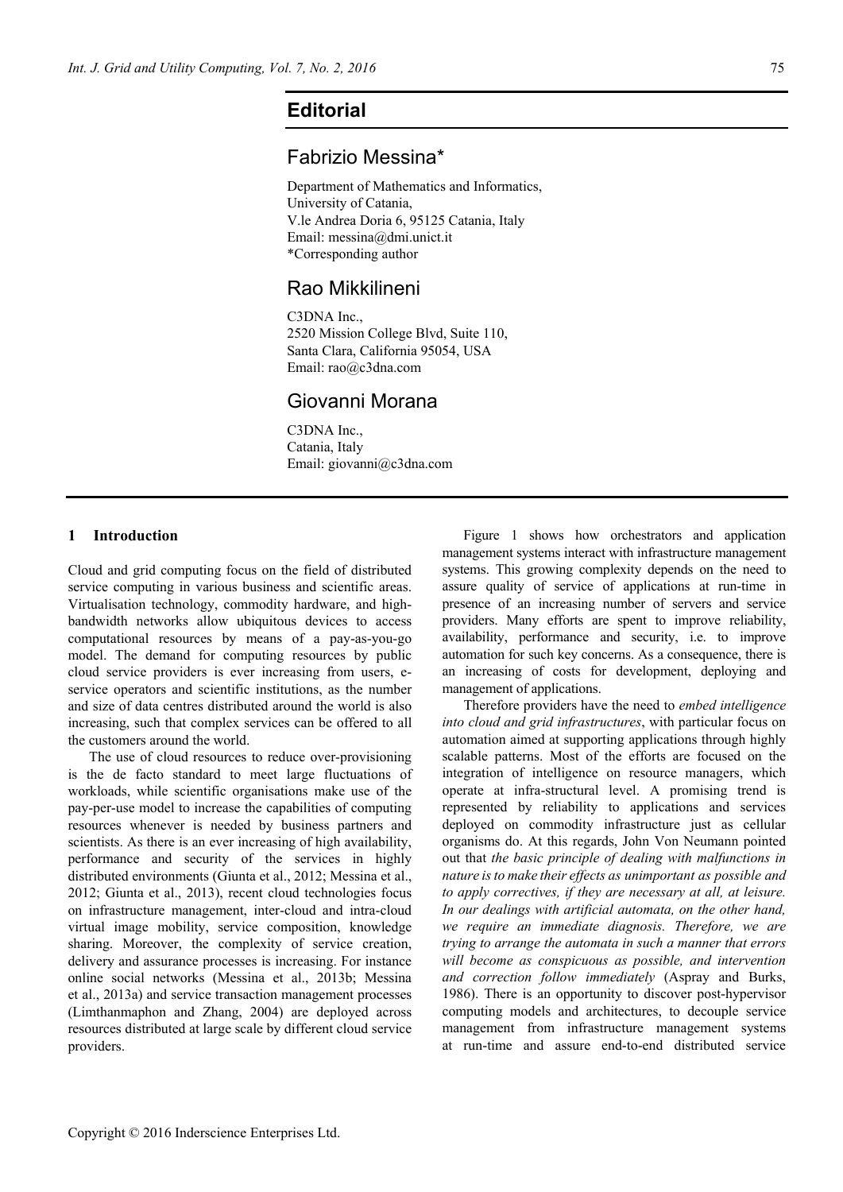# Editorial

## Fabrizio Messina*

Department of Mathematics and Informatics,
University of Catania,
V.le Andrea Doria 6, 95125 Catania, Italy
Email: messina@dmi.unict.it
*Corresponding author

## Rao Mikkilineni

C3DNA Inc.,
2520 Mission College Blvd, Suite 110,
Santa Clara, California 95054, USA
Email: rao@c3dna.com

## Giovanni Morana

C3DNA Inc.,
Catania, Italy
Email: giovanni@c3dna.com

## 1 Introduction

Cloud and grid computing focus on the field of distributed service computing in various business and scientific areas. Virtualisation technology, commodity hardware, and high-bandwidth networks allow ubiquitous devices to access computational resources by means of a pay-as-you-go model. The demand for computing resources by public cloud service providers is ever increasing from users, e-service operators and scientific institutions, as the number and size of data centres distributed around the world is also increasing, such that complex services can be offered to all the customers around the world.

The use of cloud resources to reduce over-provisioning is the de facto standard to meet large fluctuations of workloads, while scientific organisations make use of the pay-per-use model to increase the capabilities of computing resources whenever is needed by business partners and scientists. As there is an ever increasing of high availability, performance and security of the services in highly distributed environments (Giunta et al., 2012; Messina et al., 2012; Giunta et al., 2013), recent cloud technologies focus on infrastructure management, inter-cloud and intra-cloud virtual image mobility, service composition, knowledge sharing. Moreover, the complexity of service creation, delivery and assurance processes is increasing. For instance online social networks (Messina et al., 2013b; Messina et al., 2013a) and service transaction management processes (Limthanmaphon and Zhang, 2004) are deployed across resources distributed at large scale by different cloud service providers.

Figure 1 shows how orchestrators and application management systems interact with infrastructure management systems. This growing complexity depends on the need to assure quality of service of applications at run-time in presence of an increasing number of servers and service providers. Many efforts are spent to improve reliability, availability, performance and security, i.e. to improve automation for such key concerns. As a consequence, there is an increasing of costs for development, deploying and management of applications.

Therefore providers have the need to *embed intelligence into cloud and grid infrastructures*, with particular focus on automation aimed at supporting applications through highly scalable patterns. Most of the efforts are focused on the integration of intelligence on resource managers, which operate at infra-structural level. A promising trend is represented by reliability to applications and services deployed on commodity infrastructure just as cellular organisms do. At this regards, John Von Neumann pointed out that *the basic principle of dealing with malfunctions in nature is to make their effects as unimportant as possible and to apply correctives, if they are necessary at all, at leisure. In our dealings with artificial automata, on the other hand, we require an immediate diagnosis. Therefore, we are trying to arrange the automata in such a manner that errors will become as conspicuous as possible, and intervention and correction follow immediately* (Aspray and Burks, 1986). There is an opportunity to discover post-hypervisor computing models and architectures, to decouple service management from infrastructure management systems at run-time and assure end-to-end distributed service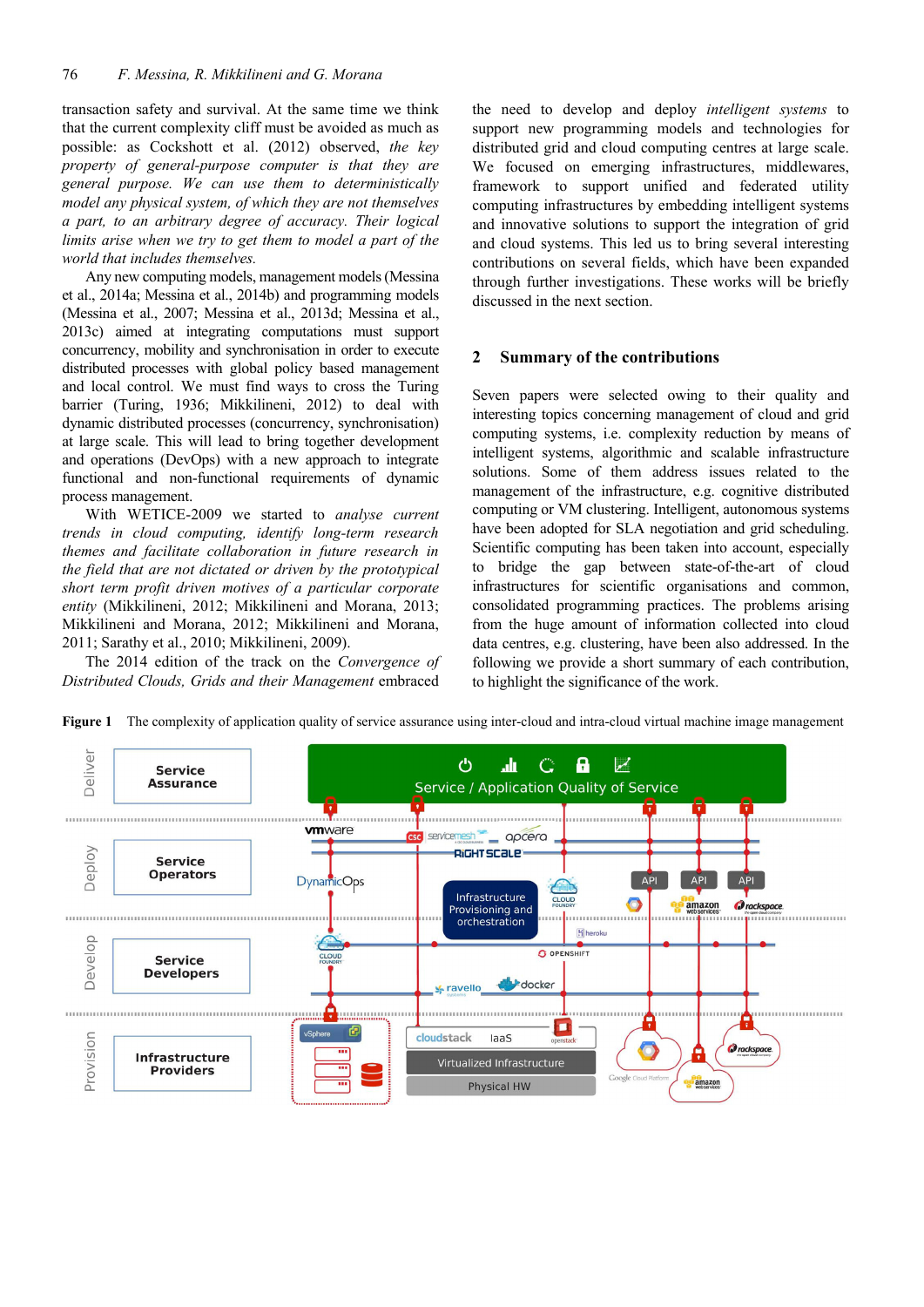transaction safety and survival. At the same time we think that the current complexity cliff must be avoided as much as possible: as Cockshott et al. (2012) observed, *the key property of general-purpose computer is that they are general purpose. We can use them to deterministically model any physical system, of which they are not themselves a part, to an arbitrary degree of accuracy. Their logical limits arise when we try to get them to model a part of the world that includes themselves.*

Any new computing models, management models (Messina et al., 2014a; Messina et al., 2014b) and programming models (Messina et al., 2007; Messina et al., 2013d; Messina et al., 2013c) aimed at integrating computations must support concurrency, mobility and synchronisation in order to execute distributed processes with global policy based management and local control. We must find ways to cross the Turing barrier (Turing, 1936; Mikkilineni, 2012) to deal with dynamic distributed processes (concurrency, synchronisation) at large scale. This will lead to bring together development and operations (DevOps) with a new approach to integrate functional and non-functional requirements of dynamic process management.

With WETICE-2009 we started to *analyse current trends in cloud computing, identify long-term research themes and facilitate collaboration in future research in the field that are not dictated or driven by the prototypical short term profit driven motives of a particular corporate entity* (Mikkilineni, 2012; Mikkilineni and Morana, 2013; Mikkilineni and Morana, 2012; Mikkilineni and Morana, 2011; Sarathy et al., 2010; Mikkilineni, 2009).

The 2014 edition of the track on the *Convergence of Distributed Clouds, Grids and their Management* embraced the need to develop and deploy *intelligent systems* to support new programming models and technologies for distributed grid and cloud computing centres at large scale. We focused on emerging infrastructures, middlewares, framework to support unified and federated utility computing infrastructures by embedding intelligent systems and innovative solutions to support the integration of grid and cloud systems. This led us to bring several interesting contributions on several fields, which have been expanded through further investigations. These works will be briefly discussed in the next section.

## 2 Summary of the contributions

Seven papers were selected owing to their quality and interesting topics concerning management of cloud and grid computing systems, i.e. complexity reduction by means of intelligent systems, algorithmic and scalable infrastructure solutions. Some of them address issues related to the management of the infrastructure, e.g. cognitive distributed computing or VM clustering. Intelligent, autonomous systems have been adopted for SLA negotiation and grid scheduling. Scientific computing has been taken into account, especially to bridge the gap between state-of-the-art of cloud infrastructures for scientific organisations and common, consolidated programming practices. The problems arising from the huge amount of information collected into cloud data centres, e.g. clustering, have been also addressed. In the following we provide a short summary of each contribution, to highlight the significance of the work.

**Figure 1** The complexity of application quality of service assurance using inter-cloud and intra-cloud virtual machine image management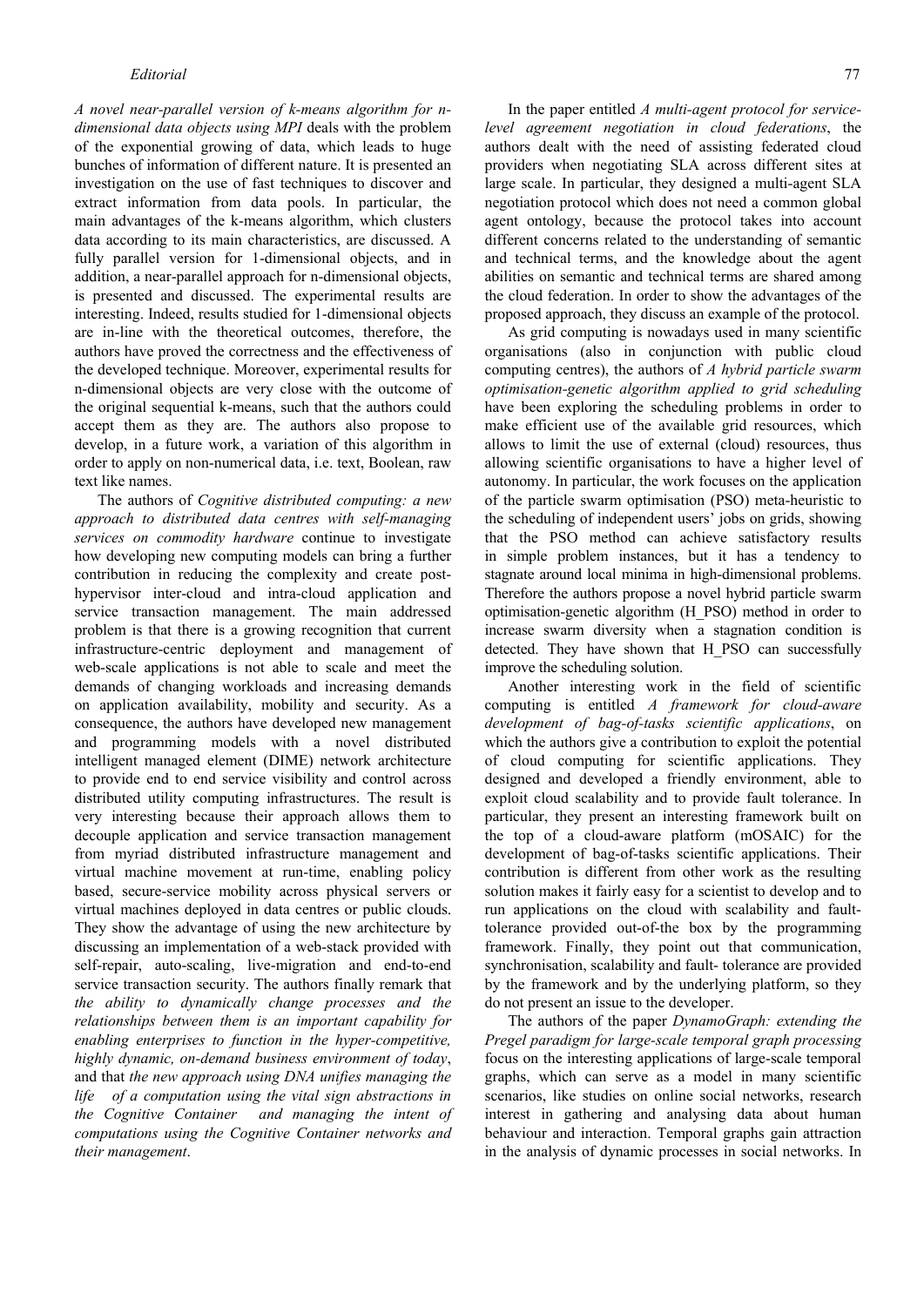*A novel near-parallel version of k-means algorithm for n-dimensional data objects using MPI* deals with the problem of the exponential growing of data, which leads to huge bunches of information of different nature. It is presented an investigation on the use of fast techniques to discover and extract information from data pools. In particular, the main advantages of the k-means algorithm, which clusters data according to its main characteristics, are discussed. A fully parallel version for 1-dimensional objects, and in addition, a near-parallel approach for n-dimensional objects, is presented and discussed. The experimental results are interesting. Indeed, results studied for 1-dimensional objects are in-line with the theoretical outcomes, therefore, the authors have proved the correctness and the effectiveness of the developed technique. Moreover, experimental results for n-dimensional objects are very close with the outcome of the original sequential k-means, such that the authors could accept them as they are. The authors also propose to develop, in a future work, a variation of this algorithm in order to apply on non-numerical data, i.e. text, Boolean, raw text like names.

The authors of *Cognitive distributed computing: a new approach to distributed data centres with self-managing services on commodity hardware* continue to investigate how developing new computing models can bring a further contribution in reducing the complexity and create post-hypervisor inter-cloud and intra-cloud application and service transaction management. The main addressed problem is that there is a growing recognition that current infrastructure-centric deployment and management of web-scale applications is not able to scale and meet the demands of changing workloads and increasing demands on application availability, mobility and security. As a consequence, the authors have developed new management and programming models with a novel distributed intelligent managed element (DIME) network architecture to provide end to end service visibility and control across distributed utility computing infrastructures. The result is very interesting because their approach allows them to decouple application and service transaction management from myriad distributed infrastructure management and virtual machine movement at run-time, enabling policy based, secure-service mobility across physical servers or virtual machines deployed in data centres or public clouds. They show the advantage of using the new architecture by discussing an implementation of a web-stack provided with self-repair, auto-scaling, live-migration and end-to-end service transaction security. The authors finally remark that *the ability to dynamically change processes and the relationships between them is an important capability for enabling enterprises to function in the hyper-competitive, highly dynamic, on-demand business environment of today*, and that *the new approach using DNA unifies managing the life of a computation using the vital sign abstractions in the Cognitive Container and managing the intent of computations using the Cognitive Container networks and their management*.

In the paper entitled *A multi-agent protocol for service-level agreement negotiation in cloud federations*, the authors dealt with the need of assisting federated cloud providers when negotiating SLA across different sites at large scale. In particular, they designed a multi-agent SLA negotiation protocol which does not need a common global agent ontology, because the protocol takes into account different concerns related to the understanding of semantic and technical terms, and the knowledge about the agent abilities on semantic and technical terms are shared among the cloud federation. In order to show the advantages of the proposed approach, they discuss an example of the protocol.

As grid computing is nowadays used in many scientific organisations (also in conjunction with public cloud computing centres), the authors of *A hybrid particle swarm optimisation-genetic algorithm applied to grid scheduling* have been exploring the scheduling problems in order to make efficient use of the available grid resources, which allows to limit the use of external (cloud) resources, thus allowing scientific organisations to have a higher level of autonomy. In particular, the work focuses on the application of the particle swarm optimisation (PSO) meta-heuristic to the scheduling of independent users' jobs on grids, showing that the PSO method can achieve satisfactory results in simple problem instances, but it has a tendency to stagnate around local minima in high-dimensional problems. Therefore the authors propose a novel hybrid particle swarm optimisation-genetic algorithm (H_PSO) method in order to increase swarm diversity when a stagnation condition is detected. They have shown that H_PSO can successfully improve the scheduling solution.

Another interesting work in the field of scientific computing is entitled *A framework for cloud-aware development of bag-of-tasks scientific applications*, on which the authors give a contribution to exploit the potential of cloud computing for scientific applications. They designed and developed a friendly environment, able to exploit cloud scalability and to provide fault tolerance. In particular, they present an interesting framework built on the top of a cloud-aware platform (mOSAIC) for the development of bag-of-tasks scientific applications. Their contribution is different from other work as the resulting solution makes it fairly easy for a scientist to develop and to run applications on the cloud with scalability and fault-tolerance provided out-of-the box by the programming framework. Finally, they point out that communication, synchronisation, scalability and fault- tolerance are provided by the framework and by the underlying platform, so they do not present an issue to the developer.

The authors of the paper *DynamoGraph: extending the Pregel paradigm for large-scale temporal graph processing* focus on the interesting applications of large-scale temporal graphs, which can serve as a model in many scientific scenarios, like studies on online social networks, research interest in gathering and analysing data about human behaviour and interaction. Temporal graphs gain attraction in the analysis of dynamic processes in social networks. In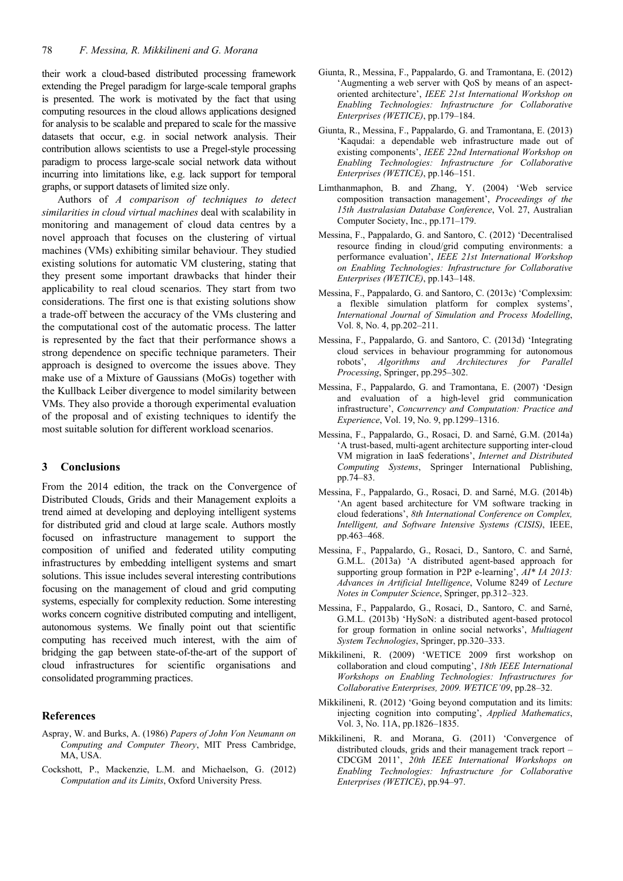their work a cloud-based distributed processing framework extending the Pregel paradigm for large-scale temporal graphs is presented. The work is motivated by the fact that using computing resources in the cloud allows applications designed for analysis to be scalable and prepared to scale for the massive datasets that occur, e.g. in social network analysis. Their contribution allows scientists to use a Pregel-style processing paradigm to process large-scale social network data without incurring into limitations like, e.g. lack support for temporal graphs, or support datasets of limited size only.

Authors of *A comparison of techniques to detect similarities in cloud virtual machines* deal with scalability in monitoring and management of cloud data centres by a novel approach that focuses on the clustering of virtual machines (VMs) exhibiting similar behaviour. They studied existing solutions for automatic VM clustering, stating that they present some important drawbacks that hinder their applicability to real cloud scenarios. They start from two considerations. The first one is that existing solutions show a trade-off between the accuracy of the VMs clustering and the computational cost of the automatic process. The latter is represented by the fact that their performance shows a strong dependence on specific technique parameters. Their approach is designed to overcome the issues above. They make use of a Mixture of Gaussians (MoGs) together with the Kullback Leiber divergence to model similarity between VMs. They also provide a thorough experimental evaluation of the proposal and of existing techniques to identify the most suitable solution for different workload scenarios.

## 3 Conclusions

From the 2014 edition, the track on the Convergence of Distributed Clouds, Grids and their Management exploits a trend aimed at developing and deploying intelligent systems for distributed grid and cloud at large scale. Authors mostly focused on infrastructure management to support the composition of unified and federated utility computing infrastructures by embedding intelligent systems and smart solutions. This issue includes several interesting contributions focusing on the management of cloud and grid computing systems, especially for complexity reduction. Some interesting works concern cognitive distributed computing and intelligent, autonomous systems. We finally point out that scientific computing has received much interest, with the aim of bridging the gap between state-of-the-art of the support of cloud infrastructures for scientific organisations and consolidated programming practices.

## References

Aspray, W. and Burks, A. (1986) *Papers of John Von Neumann on Computing and Computer Theory*, MIT Press Cambridge, MA, USA.

Cockshott, P., Mackenzie, L.M. and Michaelson, G. (2012) *Computation and its Limits*, Oxford University Press.

Giunta, R., Messina, F., Pappalardo, G. and Tramontana, E. (2012) 'Augmenting a web server with QoS by means of an aspect-oriented architecture', *IEEE 21st International Workshop on Enabling Technologies: Infrastructure for Collaborative Enterprises (WETICE)*, pp.179–184.

Giunta, R., Messina, F., Pappalardo, G. and Tramontana, E. (2013) 'Kaqudai: a dependable web infrastructure made out of existing components', *IEEE 22nd International Workshop on Enabling Technologies: Infrastructure for Collaborative Enterprises (WETICE)*, pp.146–151.

Limthanmaphon, B. and Zhang, Y. (2004) 'Web service composition transaction management', *Proceedings of the 15th Australasian Database Conference*, Vol. 27, Australian Computer Society, Inc., pp.171–179.

Messina, F., Pappalardo, G. and Santoro, C. (2012) 'Decentralised resource finding in cloud/grid computing environments: a performance evaluation', *IEEE 21st International Workshop on Enabling Technologies: Infrastructure for Collaborative Enterprises (WETICE)*, pp.143–148.

Messina, F., Pappalardo, G. and Santoro, C. (2013c) 'Complexsim: a flexible simulation platform for complex systems', *International Journal of Simulation and Process Modelling*, Vol. 8, No. 4, pp.202–211.

Messina, F., Pappalardo, G. and Santoro, C. (2013d) 'Integrating cloud services in behaviour programming for autonomous robots', *Algorithms and Architectures for Parallel Processing*, Springer, pp.295–302.

Messina, F., Pappalardo, G. and Tramontana, E. (2007) 'Design and evaluation of a high-level grid communication infrastructure', *Concurrency and Computation: Practice and Experience*, Vol. 19, No. 9, pp.1299–1316.

Messina, F., Pappalardo, G., Rosaci, D. and Sarné, G.M. (2014a) 'A trust-based, multi-agent architecture supporting inter-cloud VM migration in IaaS federations', *Internet and Distributed Computing Systems*, Springer International Publishing, pp.74–83.

Messina, F., Pappalardo, G., Rosaci, D. and Sarné, M.G. (2014b) 'An agent based architecture for VM software tracking in cloud federations', *8th International Conference on Complex, Intelligent, and Software Intensive Systems (CISIS)*, IEEE, pp.463–468.

Messina, F., Pappalardo, G., Rosaci, D., Santoro, C. and Sarné, G.M.L. (2013a) 'A distributed agent-based approach for supporting group formation in P2P e-learning', *AI\* IA 2013: Advances in Artificial Intelligence*, Volume 8249 of *Lecture Notes in Computer Science*, Springer, pp.312–323.

Messina, F., Pappalardo, G., Rosaci, D., Santoro, C. and Sarné, G.M.L. (2013b) 'HySoN: a distributed agent-based protocol for group formation in online social networks', *Multiagent System Technologies*, Springer, pp.320–333.

Mikkilineni, R. (2009) 'WETICE 2009 first workshop on collaboration and cloud computing', *18th IEEE International Workshops on Enabling Technologies: Infrastructures for Collaborative Enterprises, 2009. WETICE'09*, pp.28–32.

Mikkilineni, R. (2012) 'Going beyond computation and its limits: injecting cognition into computing', *Applied Mathematics*, Vol. 3, No. 11A, pp.1826–1835.

Mikkilineni, R. and Morana, G. (2011) 'Convergence of distributed clouds, grids and their management track report – CDCGM 2011', *20th IEEE International Workshops on Enabling Technologies: Infrastructure for Collaborative Enterprises (WETICE)*, pp.94–97.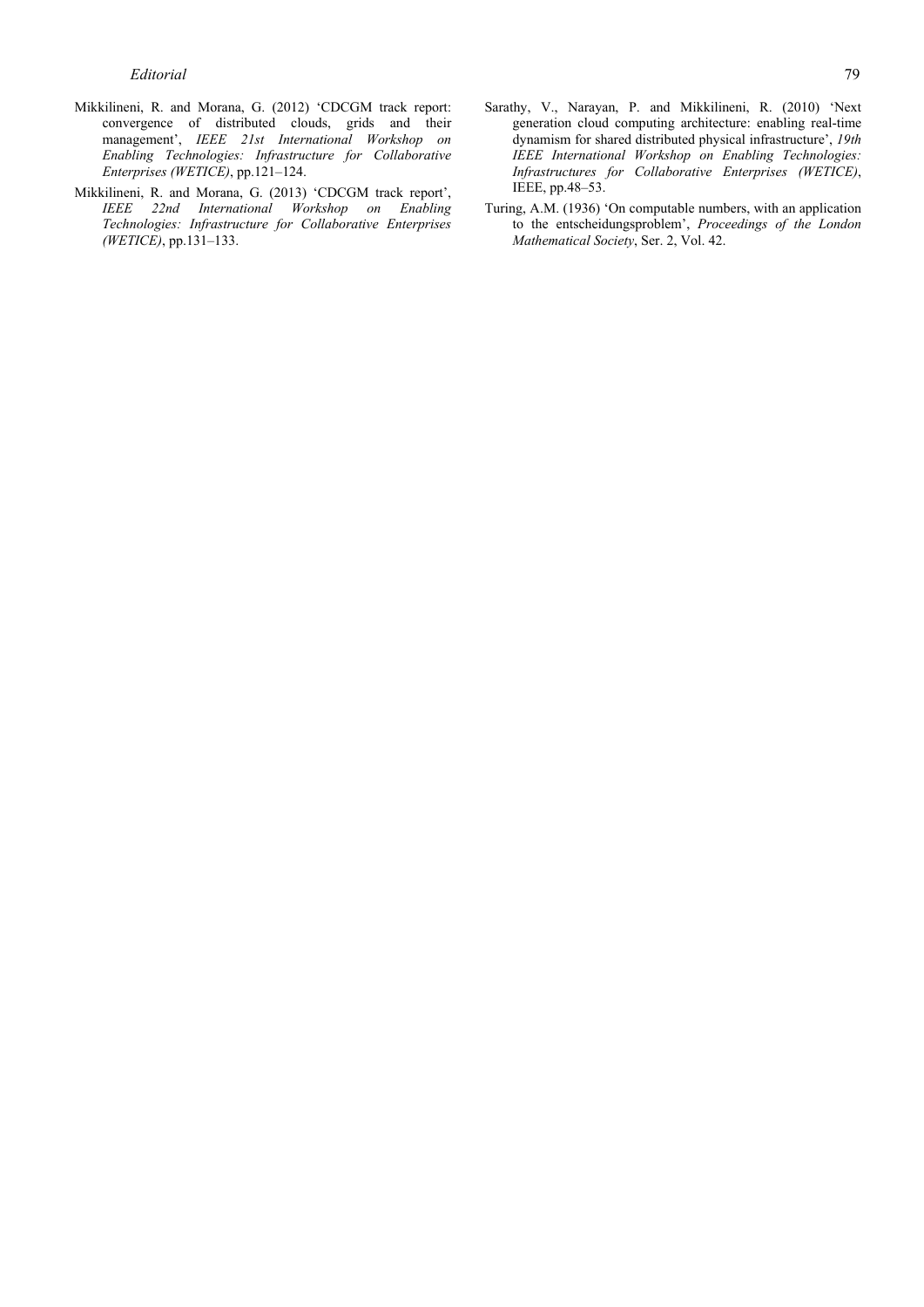Mikkilineni, R. and Morana, G. (2012) 'CDCGM track report: convergence of distributed clouds, grids and their management', *IEEE 21st International Workshop on Enabling Technologies: Infrastructure for Collaborative Enterprises (WETICE)*, pp.121–124.

Mikkilineni, R. and Morana, G. (2013) 'CDCGM track report', *IEEE 22nd International Workshop on Enabling Technologies: Infrastructure for Collaborative Enterprises (WETICE)*, pp.131–133.

Sarathy, V., Narayan, P. and Mikkilineni, R. (2010) 'Next generation cloud computing architecture: enabling real-time dynamism for shared distributed physical infrastructure', *19th IEEE International Workshop on Enabling Technologies: Infrastructures for Collaborative Enterprises (WETICE)*, IEEE, pp.48–53.

Turing, A.M. (1936) 'On computable numbers, with an application to the entscheidungsproblem', *Proceedings of the London Mathematical Society*, Ser. 2, Vol. 42.